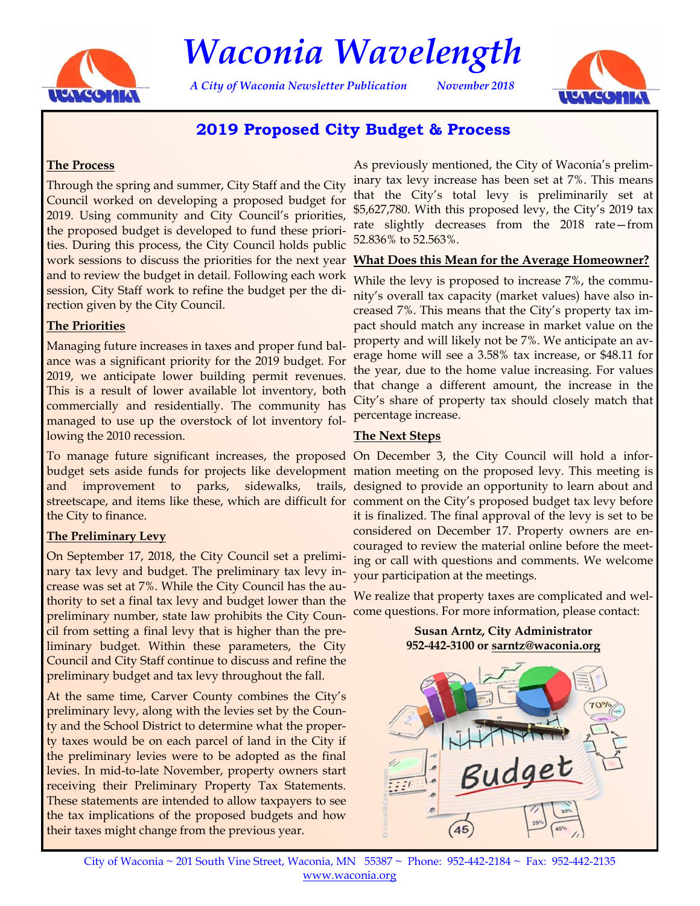# Waconia Wavelength

*A City of Waconia Newsletter Publication* *November 2018*

## 2019 Proposed City Budget & Process

### The Process

Through the spring and summer, City Staff and the City Council worked on developing a proposed budget for 2019. Using community and City Council's priorities, the proposed budget is developed to fund these priorities. During this process, the City Council holds public work sessions to discuss the priorities for the next year and to review the budget in detail. Following each work session, City Staff work to refine the budget per the direction given by the City Council.

### The Priorities

Managing future increases in taxes and proper fund balance was a significant priority for the 2019 budget. For 2019, we anticipate lower building permit revenues. This is a result of lower available lot inventory, both commercially and residentially. The community has managed to use up the overstock of lot inventory following the 2010 recession.

To manage future significant increases, the proposed budget sets aside funds for projects like development and improvement to parks, sidewalks, trails, streetscape, and items like these, which are difficult for the City to finance.

### The Preliminary Levy

On September 17, 2018, the City Council set a preliminary tax levy and budget. The preliminary tax levy increase was set at 7%. While the City Council has the authority to set a final tax levy and budget lower than the preliminary number, state law prohibits the City Council from setting a final levy that is higher than the preliminary budget. Within these parameters, the City Council and City Staff continue to discuss and refine the preliminary budget and tax levy throughout the fall.

At the same time, Carver County combines the City's preliminary levy, along with the levies set by the County and the School District to determine what the property taxes would be on each parcel of land in the City if the preliminary levies were to be adopted as the final levies. In mid-to-late November, property owners start receiving their Preliminary Property Tax Statements. These statements are intended to allow taxpayers to see the tax implications of the proposed budgets and how their taxes might change from the previous year.

As previously mentioned, the City of Waconia's preliminary tax levy increase has been set at 7%. This means that the City's total levy is preliminarily set at $5,627,780. With this proposed levy, the City's 2019 tax rate slightly decreases from the 2018 rate—from 52.836% to 52.563%.

### What Does this Mean for the Average Homeowner?

While the levy is proposed to increase 7%, the community's overall tax capacity (market values) have also increased 7%. This means that the City's property tax impact should match any increase in market value on the property and will likely not be 7%. We anticipate an average home will see a 3.58% tax increase, or $48.11 for the year, due to the home value increasing. For values that change a different amount, the increase in the City's share of property tax should closely match that percentage increase.

### The Next Steps

On December 3, the City Council will hold a information meeting on the proposed levy. This meeting is designed to provide an opportunity to learn about and comment on the City's proposed budget tax levy before it is finalized. The final approval of the levy is set to be considered on December 17. Property owners are encouraged to review the material online before the meeting or call with questions and comments. We welcome your participation at the meetings.

We realize that property taxes are complicated and welcome questions. For more information, please contact:

**Susan Arntz, City Administrator**
**952-442-3100 or sarntz@waconia.org**

City of Waconia ~ 201 South Vine Street, Waconia, MN 55387 ~ Phone: 952-442-2184 ~ Fax: 952-442-2135
www.waconia.org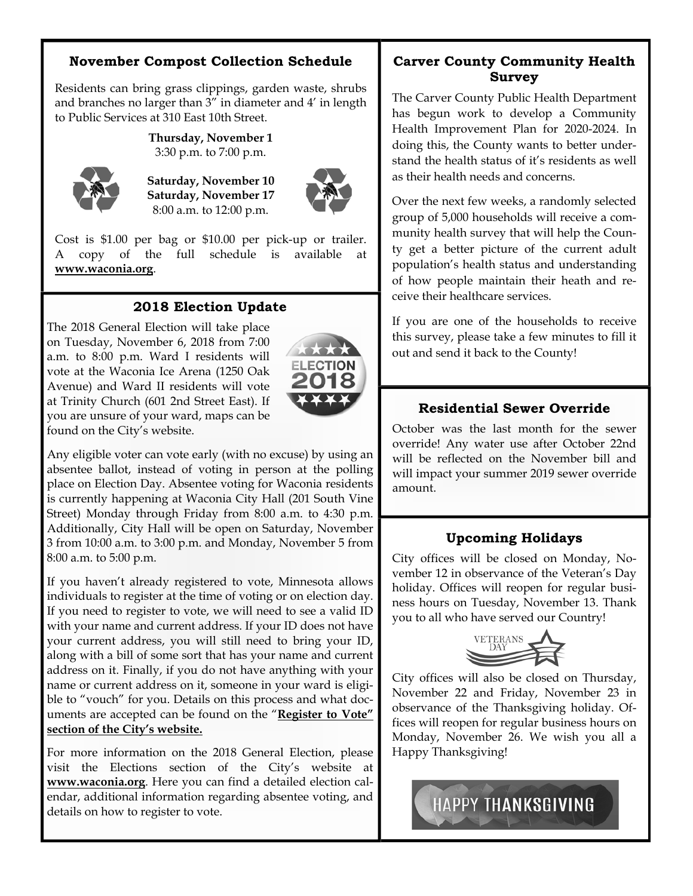## November Compost Collection Schedule

Residents can bring grass clippings, garden waste, shrubs and branches no larger than 3" in diameter and 4' in length to Public Services at 310 East 10th Street.

**Thursday, November 1**
3:30 p.m. to 7:00 p.m.

**Saturday, November 10**
**Saturday, November 17**
8:00 a.m. to 12:00 p.m.

Cost is $1.00 per bag or $10.00 per pick-up or trailer. A copy of the full schedule is available at **www.waconia.org**.

## 2018 Election Update

The 2018 General Election will take place on Tuesday, November 6, 2018 from 7:00 a.m. to 8:00 p.m. Ward I residents will vote at the Waconia Ice Arena (1250 Oak Avenue) and Ward II residents will vote at Trinity Church (601 2nd Street East). If you are unsure of your ward, maps can be found on the City's website.

Any eligible voter can vote early (with no excuse) by using an absentee ballot, instead of voting in person at the polling place on Election Day. Absentee voting for Waconia residents is currently happening at Waconia City Hall (201 South Vine Street) Monday through Friday from 8:00 a.m. to 4:30 p.m. Additionally, City Hall will be open on Saturday, November 3 from 10:00 a.m. to 3:00 p.m. and Monday, November 5 from 8:00 a.m. to 5:00 p.m.

If you haven't already registered to vote, Minnesota allows individuals to register at the time of voting or on election day. If you need to register to vote, we will need to see a valid ID with your name and current address. If your ID does not have your current address, you will still need to bring your ID, along with a bill of some sort that has your name and current address on it. Finally, if you do not have anything with your name or current address on it, someone in your ward is eligible to "vouch" for you. Details on this process and what documents are accepted can be found on the "**Register to Vote" section of the City's website.**

For more information on the 2018 General Election, please visit the Elections section of the City's website at **www.waconia.org**. Here you can find a detailed election calendar, additional information regarding absentee voting, and details on how to register to vote.

## Carver County Community Health Survey

The Carver County Public Health Department has begun work to develop a Community Health Improvement Plan for 2020-2024. In doing this, the County wants to better understand the health status of it's residents as well as their health needs and concerns.

Over the next few weeks, a randomly selected group of 5,000 households will receive a community health survey that will help the County get a better picture of the current adult population's health status and understanding of how people maintain their heath and receive their healthcare services.

If you are one of the households to receive this survey, please take a few minutes to fill it out and send it back to the County!

## Residential Sewer Override

October was the last month for the sewer override! Any water use after October 22nd will be reflected on the November bill and will impact your summer 2019 sewer override amount.

## Upcoming Holidays

City offices will be closed on Monday, November 12 in observance of the Veteran's Day holiday. Offices will reopen for regular business hours on Tuesday, November 13. Thank you to all who have served our Country!

City offices will also be closed on Thursday, November 22 and Friday, November 23 in observance of the Thanksgiving holiday. Offices will reopen for regular business hours on Monday, November 26. We wish you all a Happy Thanksgiving!